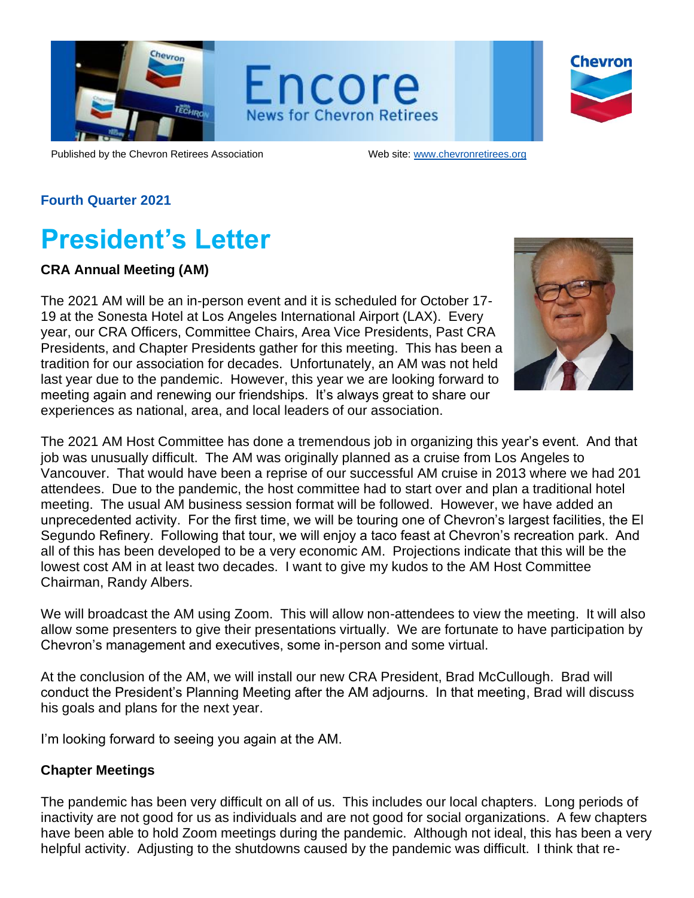# Encore

News for Chevron Retirees

Published by the Chevron Retirees Association

Web site: www.chevronretirees.org

**Fourth Quarter 2021**

# President's Letter

### CRA Annual Meeting (AM)

The 2021 AM will be an in-person event and it is scheduled for October 17-19 at the Sonesta Hotel at Los Angeles International Airport (LAX). Every year, our CRA Officers, Committee Chairs, Area Vice Presidents, Past CRA Presidents, and Chapter Presidents gather for this meeting. This has been a tradition for our association for decades. Unfortunately, an AM was not held last year due to the pandemic. However, this year we are looking forward to meeting again and renewing our friendships. It's always great to share our experiences as national, area, and local leaders of our association.

The 2021 AM Host Committee has done a tremendous job in organizing this year's event. And that job was unusually difficult. The AM was originally planned as a cruise from Los Angeles to Vancouver. That would have been a reprise of our successful AM cruise in 2013 where we had 201 attendees. Due to the pandemic, the host committee had to start over and plan a traditional hotel meeting. The usual AM business session format will be followed. However, we have added an unprecedented activity. For the first time, we will be touring one of Chevron's largest facilities, the El Segundo Refinery. Following that tour, we will enjoy a taco feast at Chevron's recreation park. And all of this has been developed to be a very economic AM. Projections indicate that this will be the lowest cost AM in at least two decades. I want to give my kudos to the AM Host Committee Chairman, Randy Albers.

We will broadcast the AM using Zoom. This will allow non-attendees to view the meeting. It will also allow some presenters to give their presentations virtually. We are fortunate to have participation by Chevron's management and executives, some in-person and some virtual.

At the conclusion of the AM, we will install our new CRA President, Brad McCullough. Brad will conduct the President's Planning Meeting after the AM adjourns. In that meeting, Brad will discuss his goals and plans for the next year.

I'm looking forward to seeing you again at the AM.

### Chapter Meetings

The pandemic has been very difficult on all of us. This includes our local chapters. Long periods of inactivity are not good for us as individuals and are not good for social organizations. A few chapters have been able to hold Zoom meetings during the pandemic. Although not ideal, this has been a very helpful activity. Adjusting to the shutdowns caused by the pandemic was difficult. I think that re-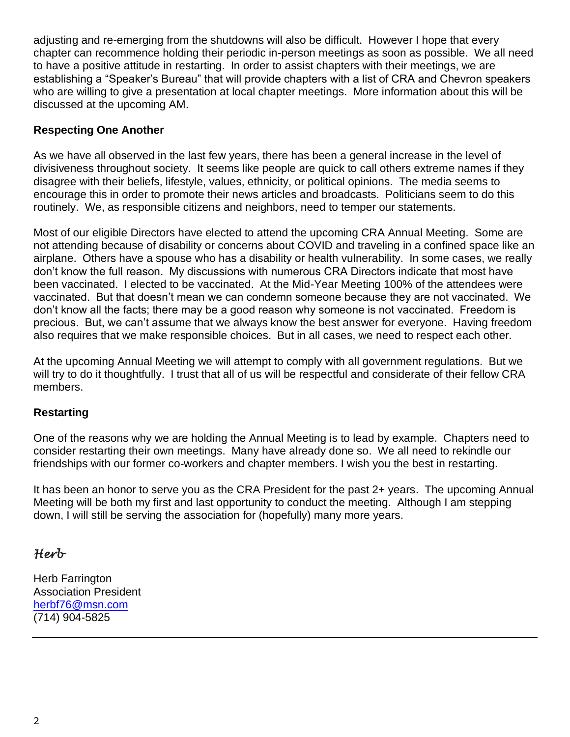adjusting and re-emerging from the shutdowns will also be difficult. However I hope that every chapter can recommence holding their periodic in-person meetings as soon as possible. We all need to have a positive attitude in restarting. In order to assist chapters with their meetings, we are establishing a "Speaker's Bureau" that will provide chapters with a list of CRA and Chevron speakers who are willing to give a presentation at local chapter meetings. More information about this will be discussed at the upcoming AM.

**Respecting One Another**

As we have all observed in the last few years, there has been a general increase in the level of divisiveness throughout society. It seems like people are quick to call others extreme names if they disagree with their beliefs, lifestyle, values, ethnicity, or political opinions. The media seems to encourage this in order to promote their news articles and broadcasts. Politicians seem to do this routinely. We, as responsible citizens and neighbors, need to temper our statements.

Most of our eligible Directors have elected to attend the upcoming CRA Annual Meeting. Some are not attending because of disability or concerns about COVID and traveling in a confined space like an airplane. Others have a spouse who has a disability or health vulnerability. In some cases, we really don't know the full reason. My discussions with numerous CRA Directors indicate that most have been vaccinated. I elected to be vaccinated. At the Mid-Year Meeting 100% of the attendees were vaccinated. But that doesn't mean we can condemn someone because they are not vaccinated. We don't know all the facts; there may be a good reason why someone is not vaccinated. Freedom is precious. But, we can't assume that we always know the best answer for everyone. Having freedom also requires that we make responsible choices. But in all cases, we need to respect each other.

At the upcoming Annual Meeting we will attempt to comply with all government regulations. But we will try to do it thoughtfully. I trust that all of us will be respectful and considerate of their fellow CRA members.

**Restarting**

One of the reasons why we are holding the Annual Meeting is to lead by example. Chapters need to consider restarting their own meetings. Many have already done so. We all need to rekindle our friendships with our former co-workers and chapter members. I wish you the best in restarting.

It has been an honor to serve you as the CRA President for the past 2+ years. The upcoming Annual Meeting will be both my first and last opportunity to conduct the meeting. Although I am stepping down, I will still be serving the association for (hopefully) many more years.

*Herb*

Herb Farrington
Association President
herbf76@msn.com
(714) 904-5825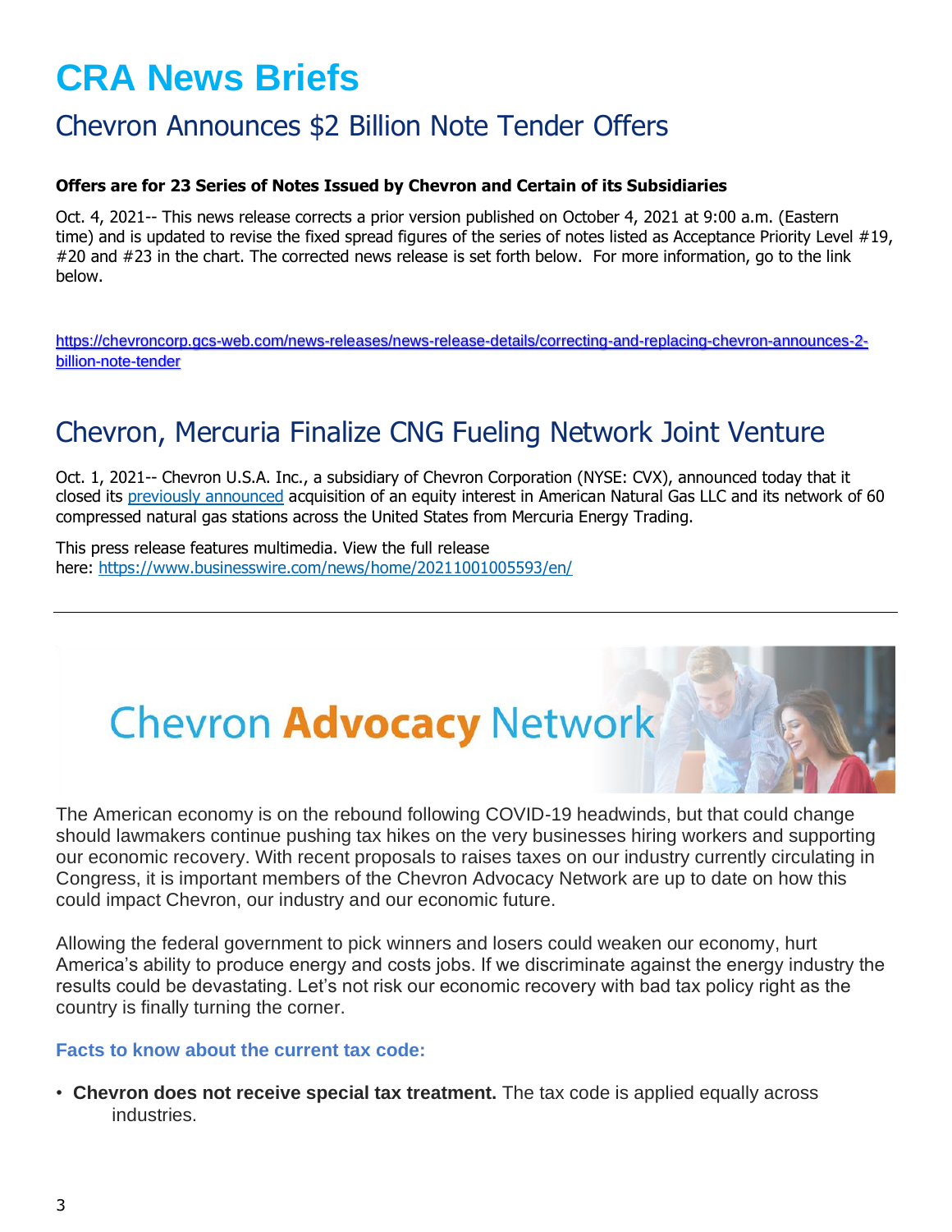# CRA News Briefs

## Chevron Announces $2 Billion Note Tender Offers

**Offers are for 23 Series of Notes Issued by Chevron and Certain of its Subsidiaries**

Oct. 4, 2021-- This news release corrects a prior version published on October 4, 2021 at 9:00 a.m. (Eastern time) and is updated to revise the fixed spread figures of the series of notes listed as Acceptance Priority Level #19, #20 and #23 in the chart. The corrected news release is set forth below. For more information, go to the link below.

https://chevroncorp.gcs-web.com/news-releases/news-release-details/correcting-and-replacing-chevron-announces-2-billion-note-tender

## Chevron, Mercuria Finalize CNG Fueling Network Joint Venture

Oct. 1, 2021-- Chevron U.S.A. Inc., a subsidiary of Chevron Corporation (NYSE: CVX), announced today that it closed its previously announced acquisition of an equity interest in American Natural Gas LLC and its network of 60 compressed natural gas stations across the United States from Mercuria Energy Trading.

This press release features multimedia. View the full release here: https://www.businesswire.com/news/home/20211001005593/en/

---

## Chevron Advocacy Network

The American economy is on the rebound following COVID-19 headwinds, but that could change should lawmakers continue pushing tax hikes on the very businesses hiring workers and supporting our economic recovery. With recent proposals to raises taxes on our industry currently circulating in Congress, it is important members of the Chevron Advocacy Network are up to date on how this could impact Chevron, our industry and our economic future.

Allowing the federal government to pick winners and losers could weaken our economy, hurt America's ability to produce energy and costs jobs. If we discriminate against the energy industry the results could be devastating. Let's not risk our economic recovery with bad tax policy right as the country is finally turning the corner.

**Facts to know about the current tax code:**

- **Chevron does not receive special tax treatment.** The tax code is applied equally across industries.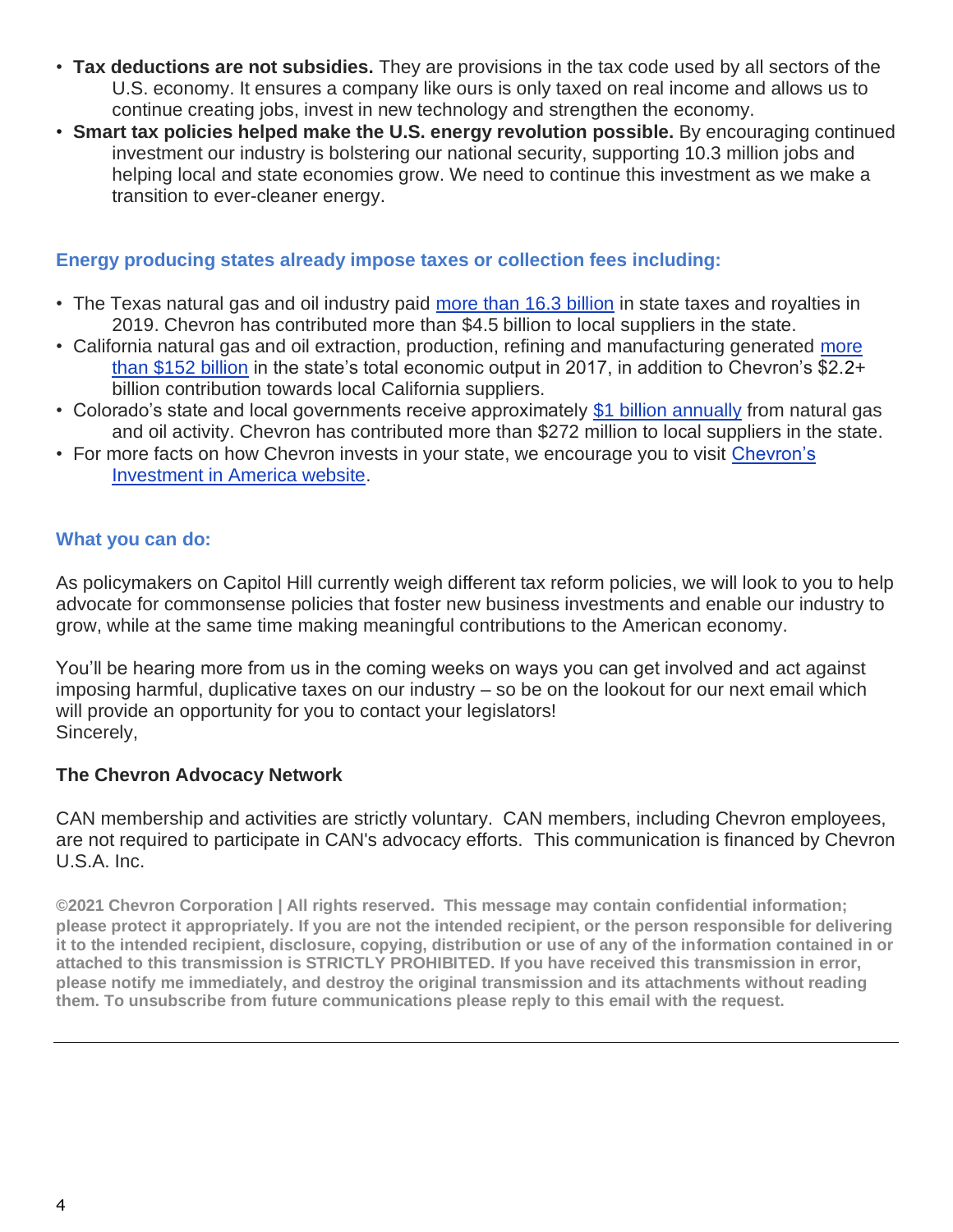- **Tax deductions are not subsidies.** They are provisions in the tax code used by all sectors of the U.S. economy. It ensures a company like ours is only taxed on real income and allows us to continue creating jobs, invest in new technology and strengthen the economy.
- **Smart tax policies helped make the U.S. energy revolution possible.** By encouraging continued investment our industry is bolstering our national security, supporting 10.3 million jobs and helping local and state economies grow. We need to continue this investment as we make a transition to ever-cleaner energy.

### Energy producing states already impose taxes or collection fees including:

- The Texas natural gas and oil industry paid more than 16.3 billion in state taxes and royalties in 2019. Chevron has contributed more than $4.5 billion to local suppliers in the state.
- California natural gas and oil extraction, production, refining and manufacturing generated more than $152 billion in the state's total economic output in 2017, in addition to Chevron's $2.2+ billion contribution towards local California suppliers.
- Colorado's state and local governments receive approximately $1 billion annually from natural gas and oil activity. Chevron has contributed more than $272 million to local suppliers in the state.
- For more facts on how Chevron invests in your state, we encourage you to visit Chevron's Investment in America website.

### What you can do:

As policymakers on Capitol Hill currently weigh different tax reform policies, we will look to you to help advocate for commonsense policies that foster new business investments and enable our industry to grow, while at the same time making meaningful contributions to the American economy.

You'll be hearing more from us in the coming weeks on ways you can get involved and act against imposing harmful, duplicative taxes on our industry – so be on the lookout for our next email which will provide an opportunity for you to contact your legislators!
Sincerely,

**The Chevron Advocacy Network**

CAN membership and activities are strictly voluntary. CAN members, including Chevron employees, are not required to participate in CAN's advocacy efforts. This communication is financed by Chevron U.S.A. Inc.

**©2021 Chevron Corporation | All rights reserved. This message may contain confidential information; please protect it appropriately. If you are not the intended recipient, or the person responsible for delivering it to the intended recipient, disclosure, copying, distribution or use of any of the information contained in or attached to this transmission is STRICTLY PROHIBITED. If you have received this transmission in error, please notify me immediately, and destroy the original transmission and its attachments without reading them. To unsubscribe from future communications please reply to this email with the request.**

---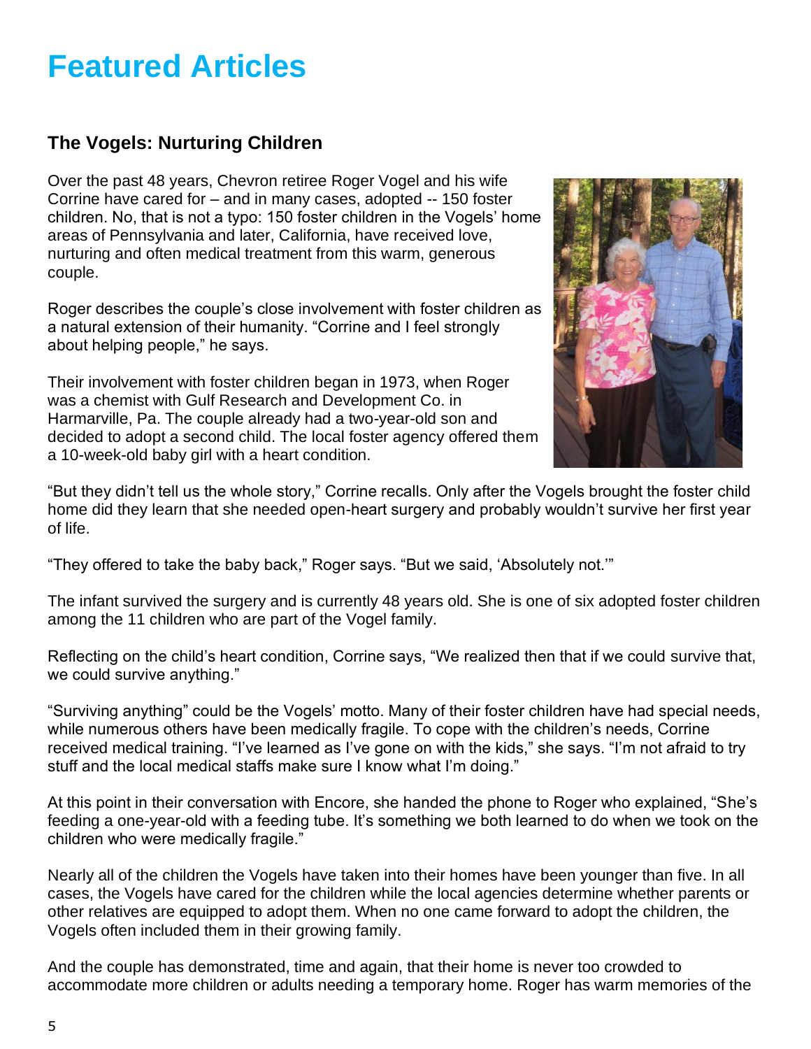# Featured Articles

### The Vogels: Nurturing Children

Over the past 48 years, Chevron retiree Roger Vogel and his wife Corrine have cared for – and in many cases, adopted -- 150 foster children. No, that is not a typo: 150 foster children in the Vogels' home areas of Pennsylvania and later, California, have received love, nurturing and often medical treatment from this warm, generous couple.

Roger describes the couple's close involvement with foster children as a natural extension of their humanity. "Corrine and I feel strongly about helping people," he says.

Their involvement with foster children began in 1973, when Roger was a chemist with Gulf Research and Development Co. in Harmarville, Pa. The couple already had a two-year-old son and decided to adopt a second child. The local foster agency offered them a 10-week-old baby girl with a heart condition.

"But they didn't tell us the whole story," Corrine recalls. Only after the Vogels brought the foster child home did they learn that she needed open-heart surgery and probably wouldn't survive her first year of life.

"They offered to take the baby back," Roger says. "But we said, 'Absolutely not.'"

The infant survived the surgery and is currently 48 years old. She is one of six adopted foster children among the 11 children who are part of the Vogel family.

Reflecting on the child's heart condition, Corrine says, "We realized then that if we could survive that, we could survive anything."

"Surviving anything" could be the Vogels' motto. Many of their foster children have had special needs, while numerous others have been medically fragile. To cope with the children's needs, Corrine received medical training. "I've learned as I've gone on with the kids," she says. "I'm not afraid to try stuff and the local medical staffs make sure I know what I'm doing."

At this point in their conversation with Encore, she handed the phone to Roger who explained, "She's feeding a one-year-old with a feeding tube. It's something we both learned to do when we took on the children who were medically fragile."

Nearly all of the children the Vogels have taken into their homes have been younger than five. In all cases, the Vogels have cared for the children while the local agencies determine whether parents or other relatives are equipped to adopt them. When no one came forward to adopt the children, the Vogels often included them in their growing family.

And the couple has demonstrated, time and again, that their home is never too crowded to accommodate more children or adults needing a temporary home. Roger has warm memories of the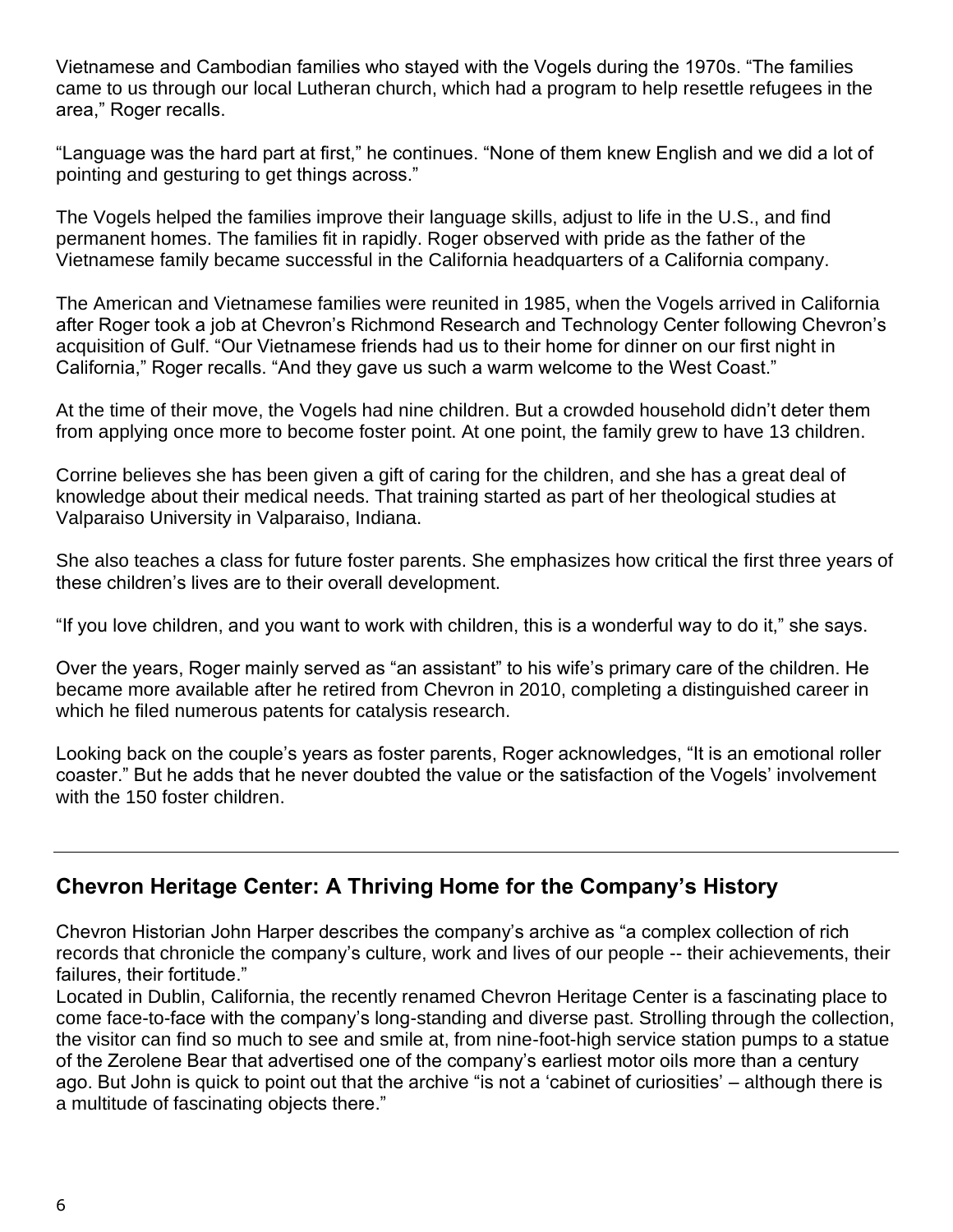Vietnamese and Cambodian families who stayed with the Vogels during the 1970s. "The families came to us through our local Lutheran church, which had a program to help resettle refugees in the area," Roger recalls.

"Language was the hard part at first," he continues. "None of them knew English and we did a lot of pointing and gesturing to get things across."

The Vogels helped the families improve their language skills, adjust to life in the U.S., and find permanent homes. The families fit in rapidly. Roger observed with pride as the father of the Vietnamese family became successful in the California headquarters of a California company.

The American and Vietnamese families were reunited in 1985, when the Vogels arrived in California after Roger took a job at Chevron's Richmond Research and Technology Center following Chevron's acquisition of Gulf. "Our Vietnamese friends had us to their home for dinner on our first night in California," Roger recalls. "And they gave us such a warm welcome to the West Coast."

At the time of their move, the Vogels had nine children. But a crowded household didn't deter them from applying once more to become foster point. At one point, the family grew to have 13 children.

Corrine believes she has been given a gift of caring for the children, and she has a great deal of knowledge about their medical needs. That training started as part of her theological studies at Valparaiso University in Valparaiso, Indiana.

She also teaches a class for future foster parents. She emphasizes how critical the first three years of these children's lives are to their overall development.

"If you love children, and you want to work with children, this is a wonderful way to do it," she says.

Over the years, Roger mainly served as "an assistant" to his wife's primary care of the children. He became more available after he retired from Chevron in 2010, completing a distinguished career in which he filed numerous patents for catalysis research.

Looking back on the couple's years as foster parents, Roger acknowledges, "It is an emotional roller coaster." But he adds that he never doubted the value or the satisfaction of the Vogels' involvement with the 150 foster children.

---

## Chevron Heritage Center: A Thriving Home for the Company's History

Chevron Historian John Harper describes the company's archive as "a complex collection of rich records that chronicle the company's culture, work and lives of our people -- their achievements, their failures, their fortitude."

Located in Dublin, California, the recently renamed Chevron Heritage Center is a fascinating place to come face-to-face with the company's long-standing and diverse past. Strolling through the collection, the visitor can find so much to see and smile at, from nine-foot-high service station pumps to a statue of the Zerolene Bear that advertised one of the company's earliest motor oils more than a century ago. But John is quick to point out that the archive "is not a 'cabinet of curiosities' – although there is a multitude of fascinating objects there."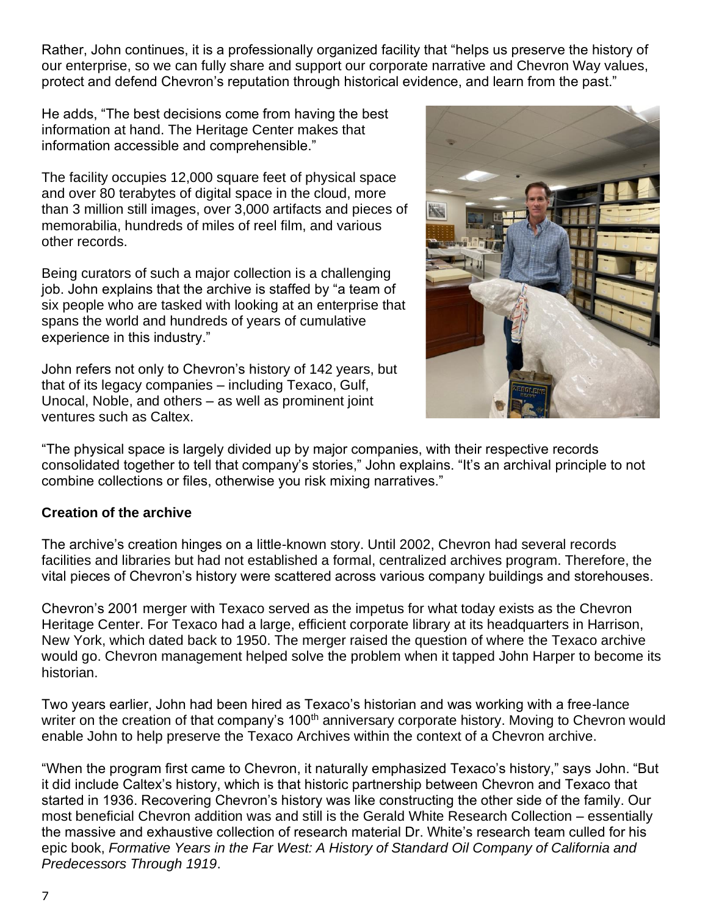Rather, John continues, it is a professionally organized facility that "helps us preserve the history of our enterprise, so we can fully share and support our corporate narrative and Chevron Way values, protect and defend Chevron's reputation through historical evidence, and learn from the past."

He adds, "The best decisions come from having the best information at hand. The Heritage Center makes that information accessible and comprehensible."

The facility occupies 12,000 square feet of physical space and over 80 terabytes of digital space in the cloud, more than 3 million still images, over 3,000 artifacts and pieces of memorabilia, hundreds of miles of reel film, and various other records.

Being curators of such a major collection is a challenging job. John explains that the archive is staffed by "a team of six people who are tasked with looking at an enterprise that spans the world and hundreds of years of cumulative experience in this industry."

John refers not only to Chevron's history of 142 years, but that of its legacy companies – including Texaco, Gulf, Unocal, Noble, and others – as well as prominent joint ventures such as Caltex.

"The physical space is largely divided up by major companies, with their respective records consolidated together to tell that company's stories," John explains. "It's an archival principle to not combine collections or files, otherwise you risk mixing narratives."

**Creation of the archive**

The archive's creation hinges on a little-known story. Until 2002, Chevron had several records facilities and libraries but had not established a formal, centralized archives program. Therefore, the vital pieces of Chevron's history were scattered across various company buildings and storehouses.

Chevron's 2001 merger with Texaco served as the impetus for what today exists as the Chevron Heritage Center. For Texaco had a large, efficient corporate library at its headquarters in Harrison, New York, which dated back to 1950. The merger raised the question of where the Texaco archive would go. Chevron management helped solve the problem when it tapped John Harper to become its historian.

Two years earlier, John had been hired as Texaco's historian and was working with a free-lance writer on the creation of that company's 100th anniversary corporate history. Moving to Chevron would enable John to help preserve the Texaco Archives within the context of a Chevron archive.

"When the program first came to Chevron, it naturally emphasized Texaco's history," says John. "But it did include Caltex's history, which is that historic partnership between Chevron and Texaco that started in 1936. Recovering Chevron's history was like constructing the other side of the family. Our most beneficial Chevron addition was and still is the Gerald White Research Collection – essentially the massive and exhaustive collection of research material Dr. White's research team culled for his epic book, *Formative Years in the Far West: A History of Standard Oil Company of California and Predecessors Through 1919*.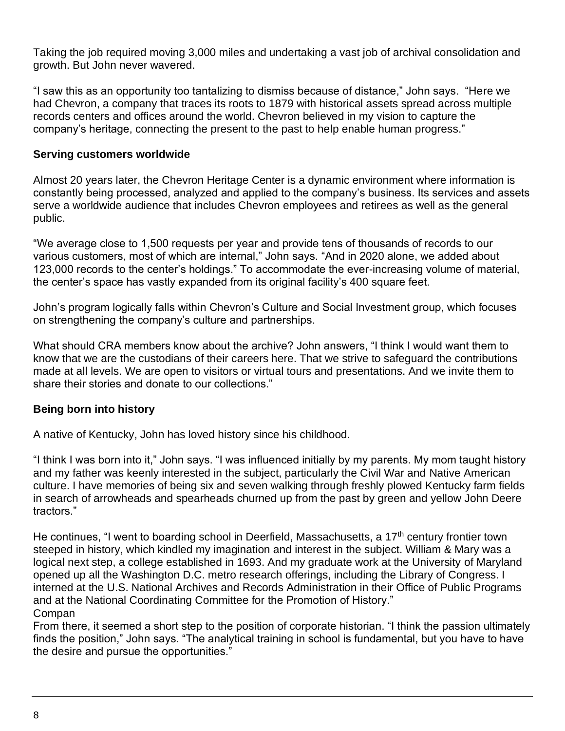Taking the job required moving 3,000 miles and undertaking a vast job of archival consolidation and growth. But John never wavered.

"I saw this as an opportunity too tantalizing to dismiss because of distance," John says. "Here we had Chevron, a company that traces its roots to 1879 with historical assets spread across multiple records centers and offices around the world. Chevron believed in my vision to capture the company's heritage, connecting the present to the past to help enable human progress."

**Serving customers worldwide**

Almost 20 years later, the Chevron Heritage Center is a dynamic environment where information is constantly being processed, analyzed and applied to the company's business. Its services and assets serve a worldwide audience that includes Chevron employees and retirees as well as the general public.

"We average close to 1,500 requests per year and provide tens of thousands of records to our various customers, most of which are internal," John says. "And in 2020 alone, we added about 123,000 records to the center's holdings." To accommodate the ever-increasing volume of material, the center's space has vastly expanded from its original facility's 400 square feet.

John's program logically falls within Chevron's Culture and Social Investment group, which focuses on strengthening the company's culture and partnerships.

What should CRA members know about the archive? John answers, "I think I would want them to know that we are the custodians of their careers here. That we strive to safeguard the contributions made at all levels. We are open to visitors or virtual tours and presentations. And we invite them to share their stories and donate to our collections."

**Being born into history**

A native of Kentucky, John has loved history since his childhood.

"I think I was born into it," John says. "I was influenced initially by my parents. My mom taught history and my father was keenly interested in the subject, particularly the Civil War and Native American culture. I have memories of being six and seven walking through freshly plowed Kentucky farm fields in search of arrowheads and spearheads churned up from the past by green and yellow John Deere tractors."

He continues, "I went to boarding school in Deerfield, Massachusetts, a 17th century frontier town steeped in history, which kindled my imagination and interest in the subject. William & Mary was a logical next step, a college established in 1693. And my graduate work at the University of Maryland opened up all the Washington D.C. metro research offerings, including the Library of Congress. I interned at the U.S. National Archives and Records Administration in their Office of Public Programs and at the National Coordinating Committee for the Promotion of History."
Compan
From there, it seemed a short step to the position of corporate historian. "I think the passion ultimately finds the position," John says. "The analytical training in school is fundamental, but you have to have the desire and pursue the opportunities."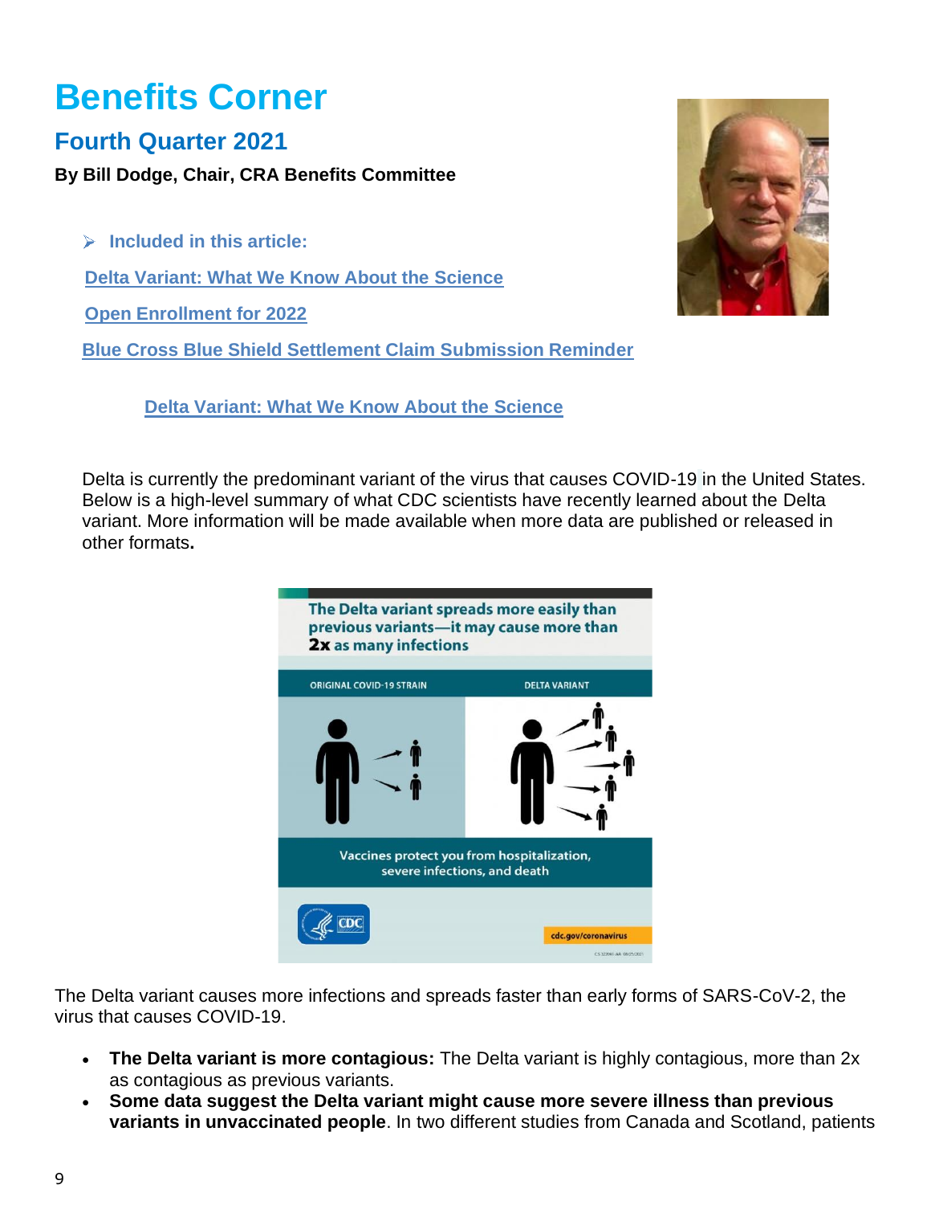# Benefits Corner

## Fourth Quarter 2021

**By Bill Dodge, Chair, CRA Benefits Committee**

- **Included in this article:**

[Delta Variant: What We Know About the Science]

[Open Enrollment for 2022]

[Blue Cross Blue Shield Settlement Claim Submission Reminder]

### Delta Variant: What We Know About the Science

Delta is currently the predominant variant of the virus that causes COVID-19 in the United States. Below is a high-level summary of what CDC scientists have recently learned about the Delta variant. More information will be made available when more data are published or released in other formats**.**

The Delta variant causes more infections and spreads faster than early forms of SARS-CoV-2, the virus that causes COVID-19.

- **The Delta variant is more contagious:** The Delta variant is highly contagious, more than 2x as contagious as previous variants.
- **Some data suggest the Delta variant might cause more severe illness than previous variants in unvaccinated people**. In two different studies from Canada and Scotland, patients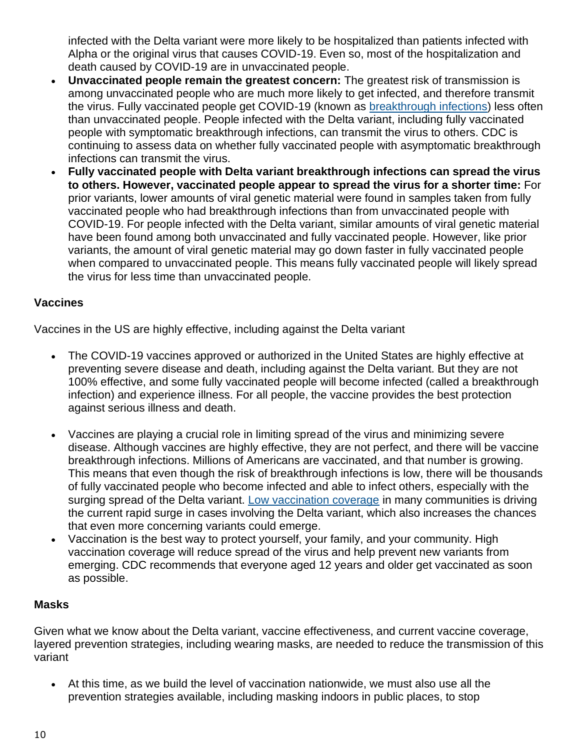infected with the Delta variant were more likely to be hospitalized than patients infected with Alpha or the original virus that causes COVID-19. Even so, most of the hospitalization and death caused by COVID-19 are in unvaccinated people.

- **Unvaccinated people remain the greatest concern:** The greatest risk of transmission is among unvaccinated people who are much more likely to get infected, and therefore transmit the virus. Fully vaccinated people get COVID-19 (known as breakthrough infections) less often than unvaccinated people. People infected with the Delta variant, including fully vaccinated people with symptomatic breakthrough infections, can transmit the virus to others. CDC is continuing to assess data on whether fully vaccinated people with asymptomatic breakthrough infections can transmit the virus.
- **Fully vaccinated people with Delta variant breakthrough infections can spread the virus to others. However, vaccinated people appear to spread the virus for a shorter time:** For prior variants, lower amounts of viral genetic material were found in samples taken from fully vaccinated people who had breakthrough infections than from unvaccinated people with COVID-19. For people infected with the Delta variant, similar amounts of viral genetic material have been found among both unvaccinated and fully vaccinated people. However, like prior variants, the amount of viral genetic material may go down faster in fully vaccinated people when compared to unvaccinated people. This means fully vaccinated people will likely spread the virus for less time than unvaccinated people.

**Vaccines**

Vaccines in the US are highly effective, including against the Delta variant

- The COVID-19 vaccines approved or authorized in the United States are highly effective at preventing severe disease and death, including against the Delta variant. But they are not 100% effective, and some fully vaccinated people will become infected (called a breakthrough infection) and experience illness. For all people, the vaccine provides the best protection against serious illness and death.
- Vaccines are playing a crucial role in limiting spread of the virus and minimizing severe disease. Although vaccines are highly effective, they are not perfect, and there will be vaccine breakthrough infections. Millions of Americans are vaccinated, and that number is growing. This means that even though the risk of breakthrough infections is low, there will be thousands of fully vaccinated people who become infected and able to infect others, especially with the surging spread of the Delta variant. Low vaccination coverage in many communities is driving the current rapid surge in cases involving the Delta variant, which also increases the chances that even more concerning variants could emerge.
- Vaccination is the best way to protect yourself, your family, and your community. High vaccination coverage will reduce spread of the virus and help prevent new variants from emerging. CDC recommends that everyone aged 12 years and older get vaccinated as soon as possible.

**Masks**

Given what we know about the Delta variant, vaccine effectiveness, and current vaccine coverage, layered prevention strategies, including wearing masks, are needed to reduce the transmission of this variant

- At this time, as we build the level of vaccination nationwide, we must also use all the prevention strategies available, including masking indoors in public places, to stop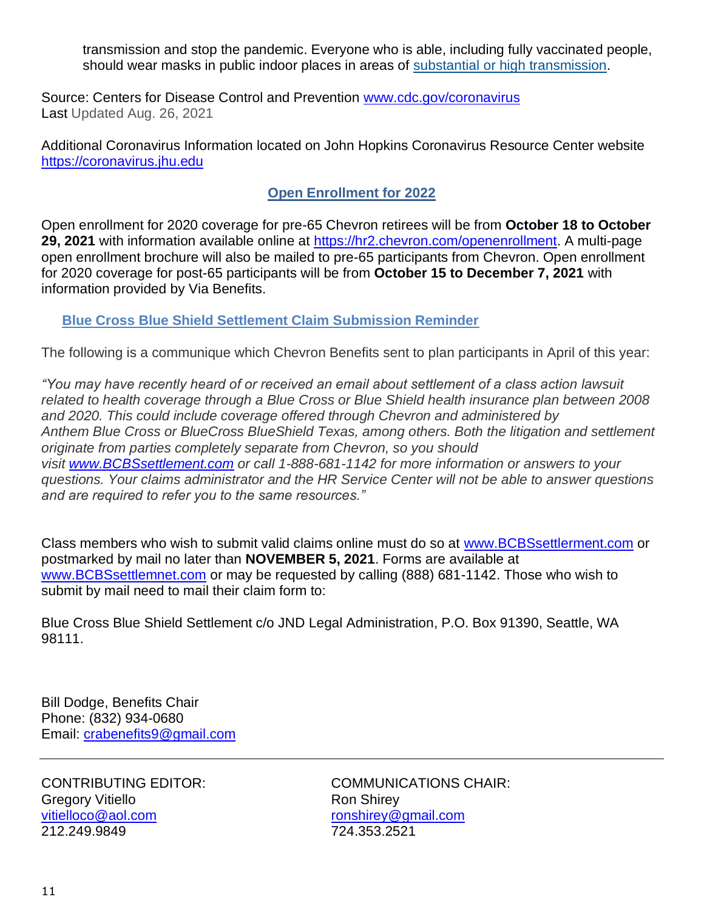transmission and stop the pandemic. Everyone who is able, including fully vaccinated people, should wear masks in public indoor places in areas of [substantial or high transmission](substantial or high transmission).

Source: Centers for Disease Control and Prevention www.cdc.gov/coronavirus
Last Updated Aug. 26, 2021

Additional Coronavirus Information located on John Hopkins Coronavirus Resource Center website https://coronavirus.jhu.edu

## Open Enrollment for 2022

Open enrollment for 2020 coverage for pre-65 Chevron retirees will be from **October 18 to October 29, 2021** with information available online at https://hr2.chevron.com/openenrollment. A multi-page open enrollment brochure will also be mailed to pre-65 participants from Chevron. Open enrollment for 2020 coverage for post-65 participants will be from **October 15 to December 7, 2021** with information provided by Via Benefits.

## Blue Cross Blue Shield Settlement Claim Submission Reminder

The following is a communique which Chevron Benefits sent to plan participants in April of this year:

*"You may have recently heard of or received an email about settlement of a class action lawsuit related to health coverage through a Blue Cross or Blue Shield health insurance plan between 2008 and 2020. This could include coverage offered through Chevron and administered by Anthem Blue Cross or BlueCross BlueShield Texas, among others. Both the litigation and settlement originate from parties completely separate from Chevron, so you should visit www.BCBSsettlement.com or call 1-888-681-1142 for more information or answers to your questions. Your claims administrator and the HR Service Center will not be able to answer questions and are required to refer you to the same resources."*

Class members who wish to submit valid claims online must do so at www.BCBSsettlerment.com or postmarked by mail no later than **NOVEMBER 5, 2021**. Forms are available at www.BCBSsettlemnet.com or may be requested by calling (888) 681-1142. Those who wish to submit by mail need to mail their claim form to:

Blue Cross Blue Shield Settlement c/o JND Legal Administration, P.O. Box 91390, Seattle, WA 98111.

Bill Dodge, Benefits Chair
Phone: (832) 934-0680
Email: crabenefits9@gmail.com

---

CONTRIBUTING EDITOR:
Gregory Vitiello
vitielloco@aol.com
212.249.9849

COMMUNICATIONS CHAIR:
Ron Shirey
ronshirey@gmail.com
724.353.2521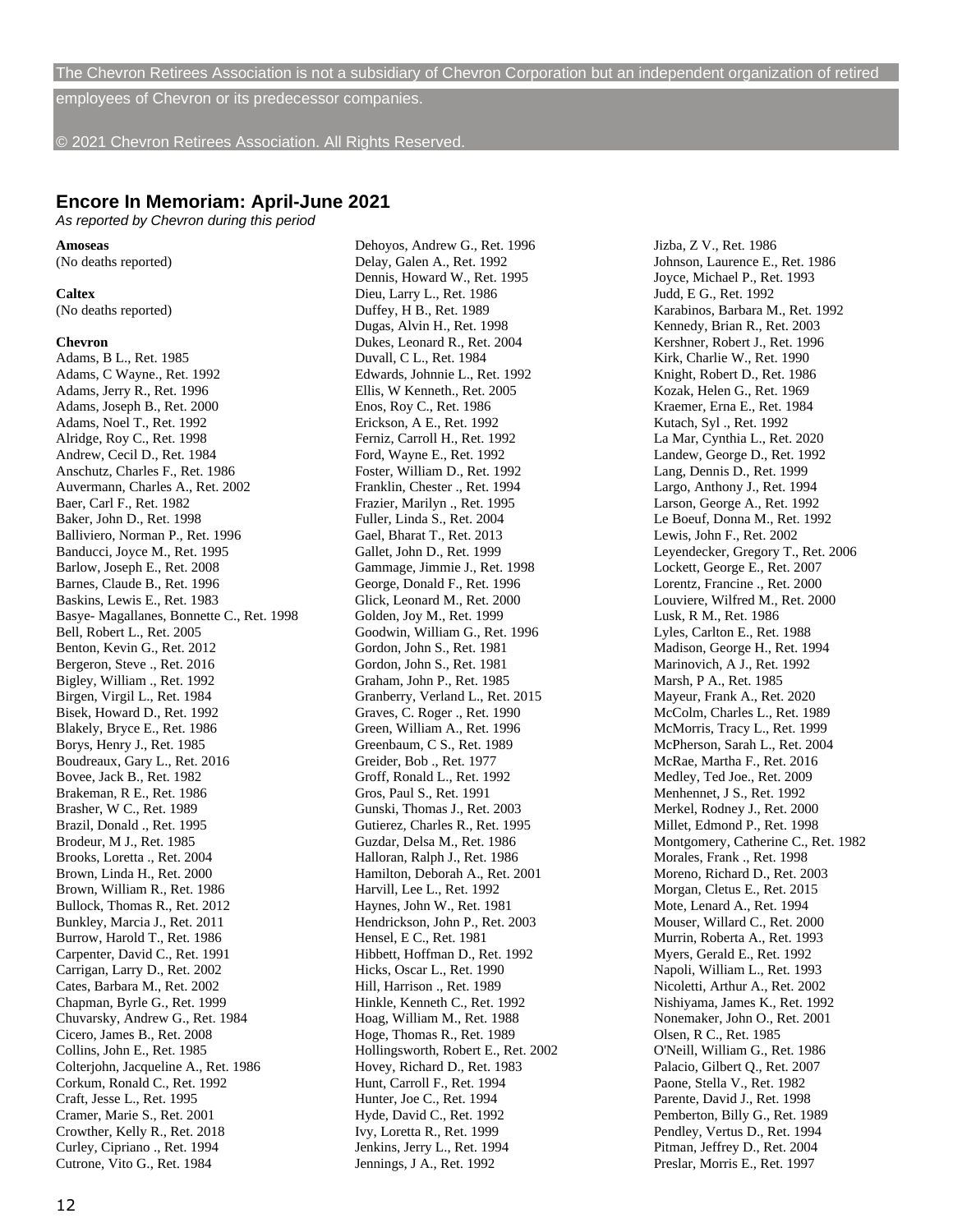The Chevron Retirees Association is not a subsidiary of Chevron Corporation but an independent organization of retired employees of Chevron or its predecessor companies.

© 2021 Chevron Retirees Association. All Rights Reserved.

## Encore In Memoriam: April-June 2021

*As reported by Chevron during this period*

**Amoseas**
(No deaths reported)

**Caltex**
(No deaths reported)

**Chevron**

Adams, B L., Ret. 1985
Adams, C Wayne., Ret. 1992
Adams, Jerry R., Ret. 1996
Adams, Joseph B., Ret. 2000
Adams, Noel T., Ret. 1992
Alridge, Roy C., Ret. 1998
Andrew, Cecil D., Ret. 1984
Anschutz, Charles F., Ret. 1986
Auvermann, Charles A., Ret. 2002
Baer, Carl F., Ret. 1982
Baker, John D., Ret. 1998
Balliviero, Norman P., Ret. 1996
Banducci, Joyce M., Ret. 1995
Barlow, Joseph E., Ret. 2008
Barnes, Claude B., Ret. 1996
Baskins, Lewis E., Ret. 1983
Basye- Magallanes, Bonnette C., Ret. 1998
Bell, Robert L., Ret. 2005
Benton, Kevin G., Ret. 2012
Bergeron, Steve ., Ret. 2016
Bigley, William ., Ret. 1992
Birgen, Virgil L., Ret. 1984
Bisek, Howard D., Ret. 1992
Blakely, Bryce E., Ret. 1986
Borys, Henry J., Ret. 1985
Boudreaux, Gary L., Ret. 2016
Bovee, Jack B., Ret. 1982
Brakeman, R E., Ret. 1986
Brasher, W C., Ret. 1989
Brazil, Donald ., Ret. 1995
Brodeur, M J., Ret. 1985
Brooks, Loretta ., Ret. 2004
Brown, Linda H., Ret. 2000
Brown, William R., Ret. 1986
Bullock, Thomas R., Ret. 2012
Bunkley, Marcia J., Ret. 2011
Burrow, Harold T., Ret. 1986
Carpenter, David C., Ret. 1991
Carrigan, Larry D., Ret. 2002
Cates, Barbara M., Ret. 2002
Chapman, Byrle G., Ret. 1999
Chuvarsky, Andrew G., Ret. 1984
Cicero, James B., Ret. 2008
Collins, John E., Ret. 1985
Colterjohn, Jacqueline A., Ret. 1986
Corkum, Ronald C., Ret. 1992
Craft, Jesse L., Ret. 1995
Cramer, Marie S., Ret. 2001
Crowther, Kelly R., Ret. 2018
Curley, Cipriano ., Ret. 1994
Cutrone, Vito G., Ret. 1984
Dehoyos, Andrew G., Ret. 1996
Delay, Galen A., Ret. 1992
Dennis, Howard W., Ret. 1995
Dieu, Larry L., Ret. 1986
Duffey, H B., Ret. 1989
Dugas, Alvin H., Ret. 1998
Dukes, Leonard R., Ret. 2004
Duvall, C L., Ret. 1984
Edwards, Johnnie L., Ret. 1992
Ellis, W Kenneth., Ret. 2005
Enos, Roy C., Ret. 1986
Erickson, A E., Ret. 1992
Ferniz, Carroll H., Ret. 1992
Ford, Wayne E., Ret. 1992
Foster, William D., Ret. 1992
Franklin, Chester ., Ret. 1994
Frazier, Marilyn ., Ret. 1995
Fuller, Linda S., Ret. 2004
Gael, Bharat T., Ret. 2013
Gallet, John D., Ret. 1999
Gammage, Jimmie J., Ret. 1998
George, Donald F., Ret. 1996
Glick, Leonard M., Ret. 2000
Golden, Joy M., Ret. 1999
Goodwin, William G., Ret. 1996
Gordon, John S., Ret. 1981
Gordon, John S., Ret. 1981
Graham, John P., Ret. 1985
Granberry, Verland L., Ret. 2015
Graves, C. Roger ., Ret. 1990
Green, William A., Ret. 1996
Greenbaum, C S., Ret. 1989
Greider, Bob ., Ret. 1977
Groff, Ronald L., Ret. 1992
Gros, Paul S., Ret. 1991
Gunski, Thomas J., Ret. 2003
Gutierez, Charles R., Ret. 1995
Guzdar, Delsa M., Ret. 1986
Halloran, Ralph J., Ret. 1986
Hamilton, Deborah A., Ret. 2001
Harvill, Lee L., Ret. 1992
Haynes, John W., Ret. 1981
Hendrickson, John P., Ret. 2003
Hensel, E C., Ret. 1981
Hibbett, Hoffman D., Ret. 1992
Hicks, Oscar L., Ret. 1990
Hill, Harrison ., Ret. 1989
Hinkle, Kenneth C., Ret. 1992
Hoag, William M., Ret. 1988
Hoge, Thomas R., Ret. 1989
Hollingsworth, Robert E., Ret. 2002
Hovey, Richard D., Ret. 1983
Hunt, Carroll F., Ret. 1994
Hunter, Joe C., Ret. 1994
Hyde, David C., Ret. 1992
Ivy, Loretta R., Ret. 1999
Jenkins, Jerry L., Ret. 1994
Jennings, J A., Ret. 1992
Jizba, Z V., Ret. 1986
Johnson, Laurence E., Ret. 1986
Joyce, Michael P., Ret. 1993
Judd, E G., Ret. 1992
Karabinos, Barbara M., Ret. 1992
Kennedy, Brian R., Ret. 2003
Kershner, Robert J., Ret. 1996
Kirk, Charlie W., Ret. 1990
Knight, Robert D., Ret. 1986
Kozak, Helen G., Ret. 1969
Kraemer, Erna E., Ret. 1984
Kutach, Syl ., Ret. 1992
La Mar, Cynthia L., Ret. 2020
Landew, George D., Ret. 1992
Lang, Dennis D., Ret. 1999
Largo, Anthony J., Ret. 1994
Larson, George A., Ret. 1992
Le Boeuf, Donna M., Ret. 1992
Lewis, John F., Ret. 2002
Leyendecker, Gregory T., Ret. 2006
Lockett, George E., Ret. 2007
Lorentz, Francine ., Ret. 2000
Louviere, Wilfred M., Ret. 2000
Lusk, R M., Ret. 1986
Lyles, Carlton E., Ret. 1988
Madison, George H., Ret. 1994
Marinovich, A J., Ret. 1992
Marsh, P A., Ret. 1985
Mayeur, Frank A., Ret. 2020
McColm, Charles L., Ret. 1989
McMorris, Tracy L., Ret. 1999
McPherson, Sarah L., Ret. 2004
McRae, Martha F., Ret. 2016
Medley, Ted Joe., Ret. 2009
Menhennet, J S., Ret. 1992
Merkel, Rodney J., Ret. 2000
Millet, Edmond P., Ret. 1998
Montgomery, Catherine C., Ret. 1982
Morales, Frank ., Ret. 1998
Moreno, Richard D., Ret. 2003
Morgan, Cletus E., Ret. 2015
Mote, Lenard A., Ret. 1994
Mouser, Willard C., Ret. 2000
Murrin, Roberta A., Ret. 1993
Myers, Gerald E., Ret. 1992
Napoli, William L., Ret. 1993
Nicoletti, Arthur A., Ret. 2002
Nishiyama, James K., Ret. 1992
Nonemaker, John O., Ret. 2001
Olsen, R C., Ret. 1985
O'Neill, William G., Ret. 1986
Palacio, Gilbert Q., Ret. 2007
Paone, Stella V., Ret. 1982
Parente, David J., Ret. 1998
Pemberton, Billy G., Ret. 1989
Pendley, Vertus D., Ret. 1994
Pitman, Jeffrey D., Ret. 2004
Preslar, Morris E., Ret. 1997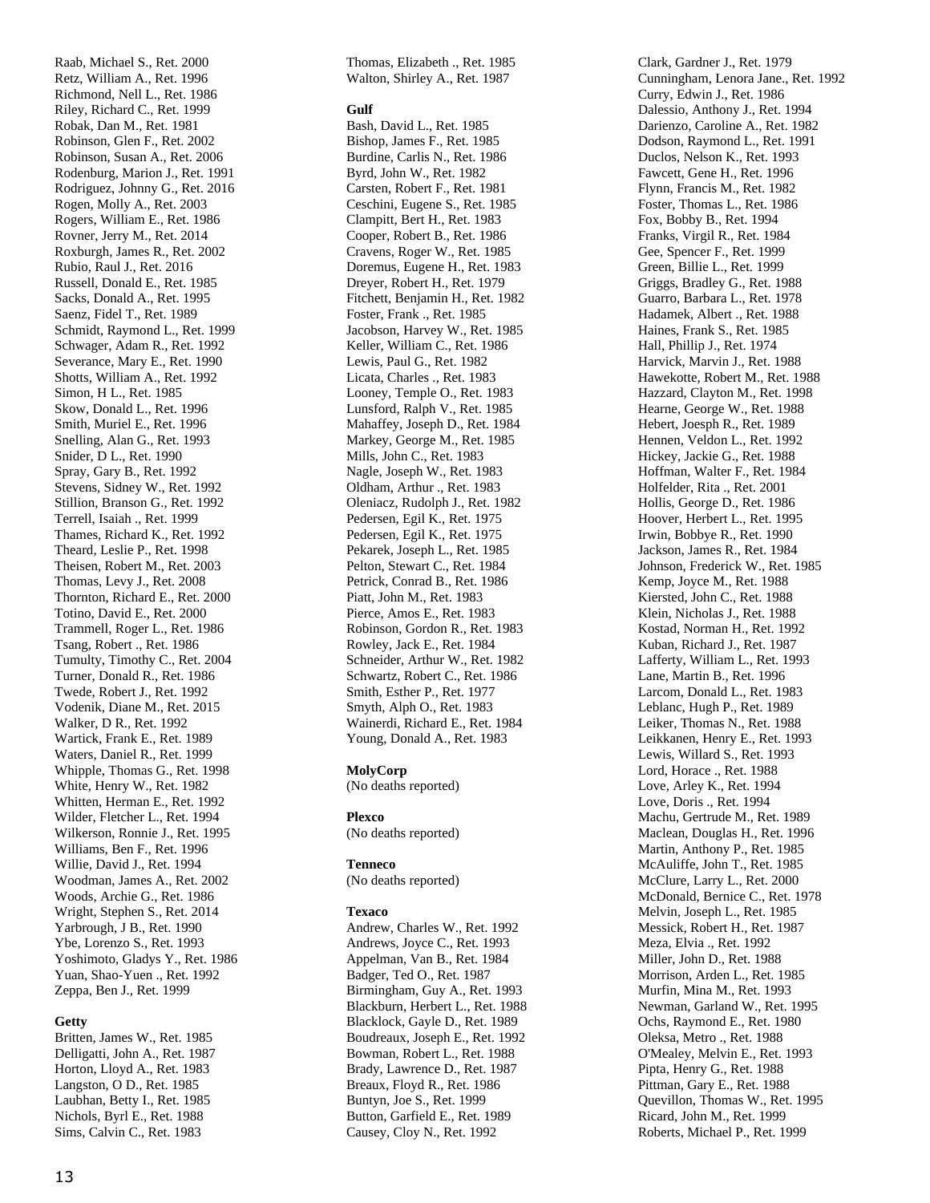Raab, Michael S., Ret. 2000
Retz, William A., Ret. 1996
Richmond, Nell L., Ret. 1986
Riley, Richard C., Ret. 1999
Robak, Dan M., Ret. 1981
Robinson, Glen F., Ret. 2002
Robinson, Susan A., Ret. 2006
Rodenburg, Marion J., Ret. 1991
Rodriguez, Johnny G., Ret. 2016
Rogen, Molly A., Ret. 2003
Rogers, William E., Ret. 1986
Rovner, Jerry M., Ret. 2014
Roxburgh, James R., Ret. 2002
Rubio, Raul J., Ret. 2016
Russell, Donald E., Ret. 1985
Sacks, Donald A., Ret. 1995
Saenz, Fidel T., Ret. 1989
Schmidt, Raymond L., Ret. 1999
Schwager, Adam R., Ret. 1992
Severance, Mary E., Ret. 1990
Shotts, William A., Ret. 1992
Simon, H L., Ret. 1985
Skow, Donald L., Ret. 1996
Smith, Muriel E., Ret. 1996
Snelling, Alan G., Ret. 1993
Snider, D L., Ret. 1990
Spray, Gary B., Ret. 1992
Stevens, Sidney W., Ret. 1992
Stillion, Branson G., Ret. 1992
Terrell, Isaiah ., Ret. 1999
Thames, Richard K., Ret. 1992
Theard, Leslie P., Ret. 1998
Theisen, Robert M., Ret. 2003
Thomas, Levy J., Ret. 2008
Thornton, Richard E., Ret. 2000
Totino, David E., Ret. 2000
Trammell, Roger L., Ret. 1986
Tsang, Robert ., Ret. 1986
Tumulty, Timothy C., Ret. 2004
Turner, Donald R., Ret. 1986
Twede, Robert J., Ret. 1992
Vodenik, Diane M., Ret. 2015
Walker, D R., Ret. 1992
Wartick, Frank E., Ret. 1989
Waters, Daniel R., Ret. 1999
Whipple, Thomas G., Ret. 1998
White, Henry W., Ret. 1982
Whitten, Herman E., Ret. 1992
Wilder, Fletcher L., Ret. 1994
Wilkerson, Ronnie J., Ret. 1995
Williams, Ben F., Ret. 1996
Willie, David J., Ret. 1994
Woodman, James A., Ret. 2002
Woods, Archie G., Ret. 1986
Wright, Stephen S., Ret. 2014
Yarbrough, J B., Ret. 1990
Ybe, Lorenzo S., Ret. 1993
Yoshimoto, Gladys Y., Ret. 1986
Yuan, Shao-Yuen ., Ret. 1992
Zeppa, Ben J., Ret. 1999

**Getty**

Britten, James W., Ret. 1985
Delligatti, John A., Ret. 1987
Horton, Lloyd A., Ret. 1983
Langston, O D., Ret. 1985
Laubhan, Betty I., Ret. 1985
Nichols, Byrl E., Ret. 1988
Sims, Calvin C., Ret. 1983
Thomas, Elizabeth ., Ret. 1985
Walton, Shirley A., Ret. 1987

**Gulf**

Bash, David L., Ret. 1985
Bishop, James F., Ret. 1985
Burdine, Carlis N., Ret. 1986
Byrd, John W., Ret. 1982
Carsten, Robert F., Ret. 1981
Ceschini, Eugene S., Ret. 1985
Clampitt, Bert H., Ret. 1983
Cooper, Robert B., Ret. 1986
Cravens, Roger W., Ret. 1985
Doremus, Eugene H., Ret. 1983
Dreyer, Robert H., Ret. 1979
Fitchett, Benjamin H., Ret. 1982
Foster, Frank ., Ret. 1985
Jacobson, Harvey W., Ret. 1985
Keller, William C., Ret. 1986
Lewis, Paul G., Ret. 1982
Licata, Charles ., Ret. 1983
Looney, Temple O., Ret. 1983
Lunsford, Ralph V., Ret. 1985
Mahaffey, Joseph D., Ret. 1984
Markey, George M., Ret. 1985
Mills, John C., Ret. 1983
Nagle, Joseph W., Ret. 1983
Oldham, Arthur ., Ret. 1983
Oleniacz, Rudolph J., Ret. 1982
Pedersen, Egil K., Ret. 1975
Pedersen, Egil K., Ret. 1975
Pekarek, Joseph L., Ret. 1985
Pelton, Stewart C., Ret. 1984
Petrick, Conrad B., Ret. 1986
Piatt, John M., Ret. 1983
Pierce, Amos E., Ret. 1983
Robinson, Gordon R., Ret. 1983
Rowley, Jack E., Ret. 1984
Schneider, Arthur W., Ret. 1982
Schwartz, Robert C., Ret. 1986
Smith, Esther P., Ret. 1977
Smyth, Alph O., Ret. 1983
Wainerdi, Richard E., Ret. 1984
Young, Donald A., Ret. 1983

**MolyCorp**

(No deaths reported)

**Plexco**

(No deaths reported)

**Tenneco**

(No deaths reported)

**Texaco**

Andrew, Charles W., Ret. 1992
Andrews, Joyce C., Ret. 1993
Appelman, Van B., Ret. 1984
Badger, Ted O., Ret. 1987
Birmingham, Guy A., Ret. 1993
Blackburn, Herbert L., Ret. 1988
Blacklock, Gayle D., Ret. 1989
Boudreaux, Joseph E., Ret. 1992
Bowman, Robert L., Ret. 1988
Brady, Lawrence D., Ret. 1987
Breaux, Floyd R., Ret. 1986
Buntyn, Joe S., Ret. 1999
Button, Garfield E., Ret. 1989
Causey, Cloy N., Ret. 1992
Clark, Gardner J., Ret. 1979
Cunningham, Lenora Jane., Ret. 1992
Curry, Edwin J., Ret. 1986
Dalessio, Anthony J., Ret. 1994
Darienzo, Caroline A., Ret. 1982
Dodson, Raymond L., Ret. 1991
Duclos, Nelson K., Ret. 1993
Fawcett, Gene H., Ret. 1996
Flynn, Francis M., Ret. 1982
Foster, Thomas L., Ret. 1986
Fox, Bobby B., Ret. 1994
Franks, Virgil R., Ret. 1984
Gee, Spencer F., Ret. 1999
Green, Billie L., Ret. 1999
Griggs, Bradley G., Ret. 1988
Guarro, Barbara L., Ret. 1978
Hadamek, Albert ., Ret. 1988
Haines, Frank S., Ret. 1985
Hall, Phillip J., Ret. 1974
Harvick, Marvin J., Ret. 1988
Hawekotte, Robert M., Ret. 1988
Hazzard, Clayton M., Ret. 1998
Hearne, George W., Ret. 1988
Hebert, Joesph R., Ret. 1989
Hennen, Veldon L., Ret. 1992
Hickey, Jackie G., Ret. 1988
Hoffman, Walter F., Ret. 1984
Holfelder, Rita ., Ret. 2001
Hollis, George D., Ret. 1986
Hoover, Herbert L., Ret. 1995
Irwin, Bobbye R., Ret. 1990
Jackson, James R., Ret. 1984
Johnson, Frederick W., Ret. 1985
Kemp, Joyce M., Ret. 1988
Kiersted, John C., Ret. 1988
Klein, Nicholas J., Ret. 1988
Kostad, Norman H., Ret. 1992
Kuban, Richard J., Ret. 1987
Lafferty, William L., Ret. 1993
Lane, Martin B., Ret. 1996
Larcom, Donald L., Ret. 1983
Leblanc, Hugh P., Ret. 1989
Leiker, Thomas N., Ret. 1988
Leikkanen, Henry E., Ret. 1993
Lewis, Willard S., Ret. 1993
Lord, Horace ., Ret. 1988
Love, Arley K., Ret. 1994
Love, Doris ., Ret. 1994
Machu, Gertrude M., Ret. 1989
Maclean, Douglas H., Ret. 1996
Martin, Anthony P., Ret. 1985
McAuliffe, John T., Ret. 1985
McClure, Larry L., Ret. 2000
McDonald, Bernice C., Ret. 1978
Melvin, Joseph L., Ret. 1985
Messick, Robert H., Ret. 1987
Meza, Elvia ., Ret. 1992
Miller, John D., Ret. 1988
Morrison, Arden L., Ret. 1985
Murfin, Mina M., Ret. 1993
Newman, Garland W., Ret. 1995
Ochs, Raymond E., Ret. 1980
Oleksa, Metro ., Ret. 1988
O'Mealey, Melvin E., Ret. 1993
Pipta, Henry G., Ret. 1988
Pittman, Gary E., Ret. 1988
Quevillon, Thomas W., Ret. 1995
Ricard, John M., Ret. 1999
Roberts, Michael P., Ret. 1999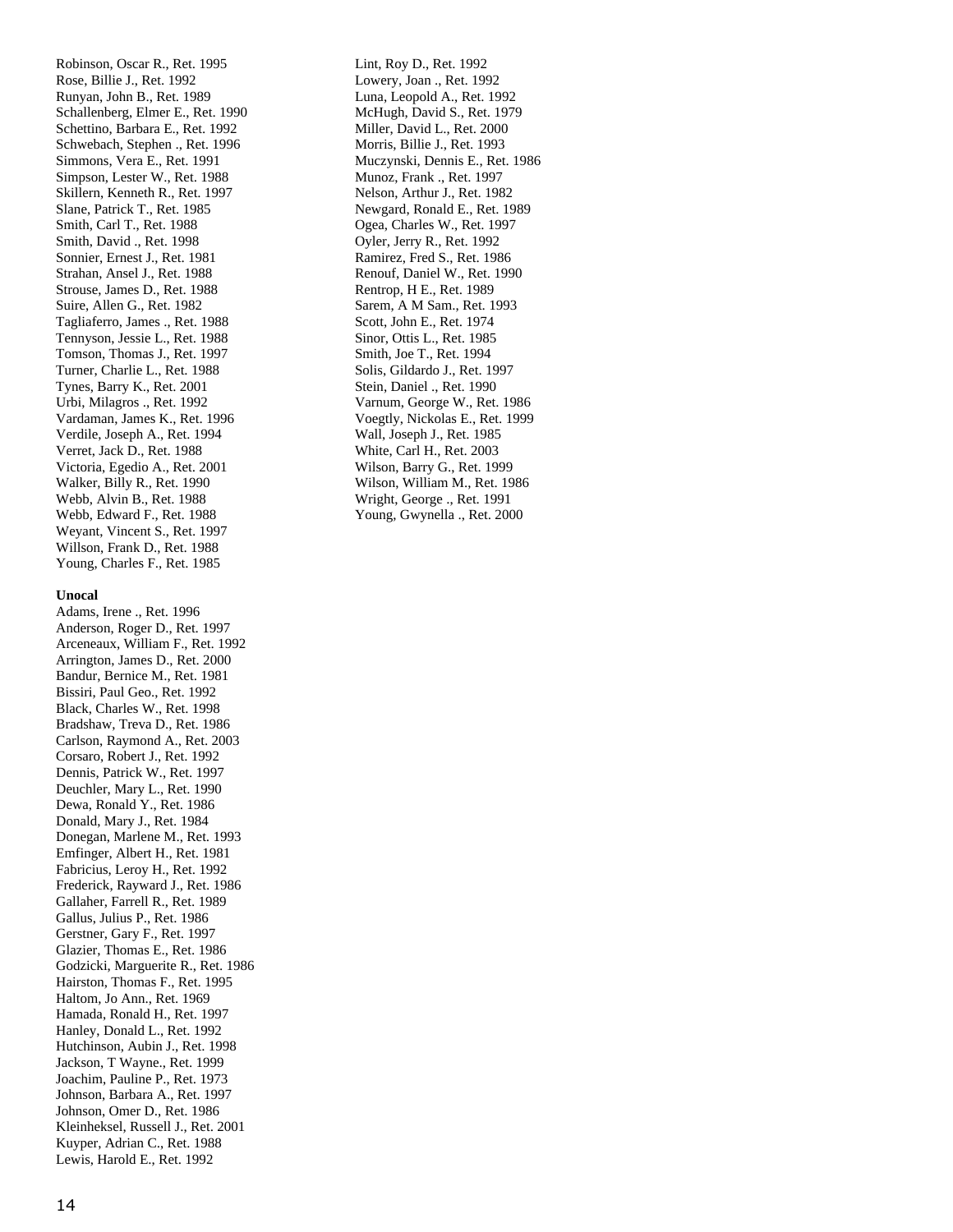Robinson, Oscar R., Ret. 1995
Rose, Billie J., Ret. 1992
Runyan, John B., Ret. 1989
Schallenberg, Elmer E., Ret. 1990
Schettino, Barbara E., Ret. 1992
Schwebach, Stephen ., Ret. 1996
Simmons, Vera E., Ret. 1991
Simpson, Lester W., Ret. 1988
Skillern, Kenneth R., Ret. 1997
Slane, Patrick T., Ret. 1985
Smith, Carl T., Ret. 1988
Smith, David ., Ret. 1998
Sonnier, Ernest J., Ret. 1981
Strahan, Ansel J., Ret. 1988
Strouse, James D., Ret. 1988
Suire, Allen G., Ret. 1982
Tagliaferro, James ., Ret. 1988
Tennyson, Jessie L., Ret. 1988
Tomson, Thomas J., Ret. 1997
Turner, Charlie L., Ret. 1988
Tynes, Barry K., Ret. 2001
Urbi, Milagros ., Ret. 1992
Vardaman, James K., Ret. 1996
Verdile, Joseph A., Ret. 1994
Verret, Jack D., Ret. 1988
Victoria, Egedio A., Ret. 2001
Walker, Billy R., Ret. 1990
Webb, Alvin B., Ret. 1988
Webb, Edward F., Ret. 1988
Weyant, Vincent S., Ret. 1997
Willson, Frank D., Ret. 1988
Young, Charles F., Ret. 1985

**Unocal**

Adams, Irene ., Ret. 1996
Anderson, Roger D., Ret. 1997
Arceneaux, William F., Ret. 1992
Arrington, James D., Ret. 2000
Bandur, Bernice M., Ret. 1981
Bissiri, Paul Geo., Ret. 1992
Black, Charles W., Ret. 1998
Bradshaw, Treva D., Ret. 1986
Carlson, Raymond A., Ret. 2003
Corsaro, Robert J., Ret. 1992
Dennis, Patrick W., Ret. 1997
Deuchler, Mary L., Ret. 1990
Dewa, Ronald Y., Ret. 1986
Donald, Mary J., Ret. 1984
Donegan, Marlene M., Ret. 1993
Emfinger, Albert H., Ret. 1981
Fabricius, Leroy H., Ret. 1992
Frederick, Rayward J., Ret. 1986
Gallaher, Farrell R., Ret. 1989
Gallus, Julius P., Ret. 1986
Gerstner, Gary F., Ret. 1997
Glazier, Thomas E., Ret. 1986
Godzicki, Marguerite R., Ret. 1986
Hairston, Thomas F., Ret. 1995
Haltom, Jo Ann., Ret. 1969
Hamada, Ronald H., Ret. 1997
Hanley, Donald L., Ret. 1992
Hutchinson, Aubin J., Ret. 1998
Jackson, T Wayne., Ret. 1999
Joachim, Pauline P., Ret. 1973
Johnson, Barbara A., Ret. 1997
Johnson, Omer D., Ret. 1986
Kleinheksel, Russell J., Ret. 2001
Kuyper, Adrian C., Ret. 1988
Lewis, Harold E., Ret. 1992
Lint, Roy D., Ret. 1992
Lowery, Joan ., Ret. 1992
Luna, Leopold A., Ret. 1992
McHugh, David S., Ret. 1979
Miller, David L., Ret. 2000
Morris, Billie J., Ret. 1993
Muczynski, Dennis E., Ret. 1986
Munoz, Frank ., Ret. 1997
Nelson, Arthur J., Ret. 1982
Newgard, Ronald E., Ret. 1989
Ogea, Charles W., Ret. 1997
Oyler, Jerry R., Ret. 1992
Ramirez, Fred S., Ret. 1986
Renouf, Daniel W., Ret. 1990
Rentrop, H E., Ret. 1989
Sarem, A M Sam., Ret. 1993
Scott, John E., Ret. 1974
Sinor, Ottis L., Ret. 1985
Smith, Joe T., Ret. 1994
Solis, Gildardo J., Ret. 1997
Stein, Daniel ., Ret. 1990
Varnum, George W., Ret. 1986
Voegtly, Nickolas E., Ret. 1999
Wall, Joseph J., Ret. 1985
White, Carl H., Ret. 2003
Wilson, Barry G., Ret. 1999
Wilson, William M., Ret. 1986
Wright, George ., Ret. 1991
Young, Gwynella ., Ret. 2000